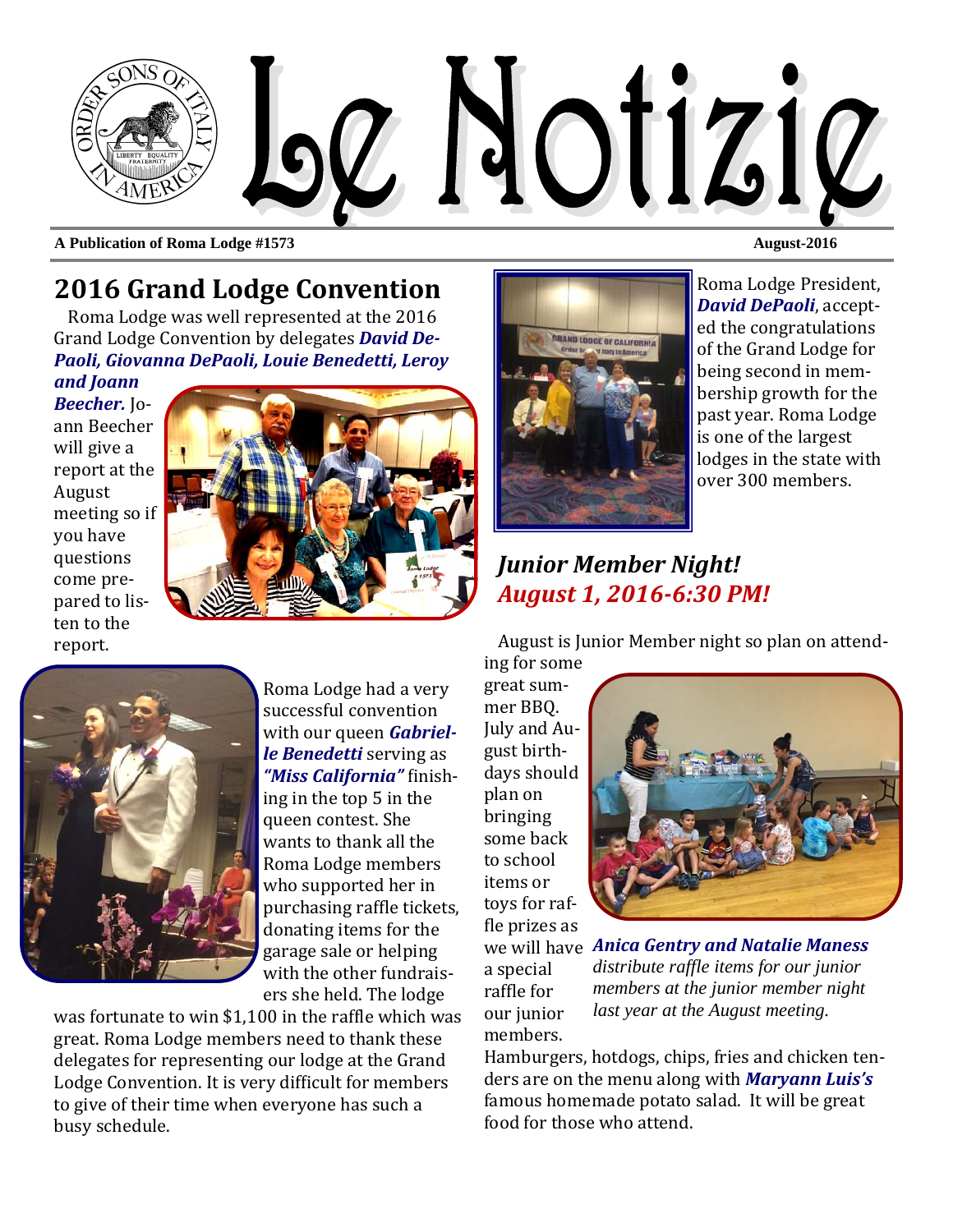# Le Notizie

**A Publication of Roma Lodge #1573** **August-2016**

## 2016 Grand Lodge Convention

Roma Lodge was well represented at the 2016 Grand Lodge Convention by delegates ***David DePaoli, Giovanna DePaoli, Louie Benedetti, Leroy and Joann Beecher.*** Joann Beecher will give a report at the August meeting so if you have questions come prepared to listen to the report.

Roma Lodge had a very successful convention with our queen ***Gabrielle Benedetti*** serving as ***"Miss California"*** finishing in the top 5 in the queen contest. She wants to thank all the Roma Lodge members who supported her in purchasing raffle tickets, donating items for the garage sale or helping with the other fundraisers she held. The lodge was fortunate to win $1,100 in the raffle which was great. Roma Lodge members need to thank these delegates for representing our lodge at the Grand Lodge Convention. It is very difficult for members to give of their time when everyone has such a busy schedule.

Roma Lodge President, ***David DePaoli***, accepted the congratulations of the Grand Lodge for being second in membership growth for the past year. Roma Lodge is one of the largest lodges in the state with over 300 members.

## *Junior Member Night!*
## *August 1, 2016-6:30 PM!*

August is Junior Member night so plan on attending for some great summer BBQ. July and August birthdays should plan on bringing some back to school items or toys for raffle prizes as we will have a special raffle for our junior members.

***Anica Gentry and Natalie Maness*** *distribute raffle items for our junior members at the junior member night last year at the August meeting.*

Hamburgers, hotdogs, chips, fries and chicken tenders are on the menu along with ***Maryann Luis's*** famous homemade potato salad. It will be great food for those who attend.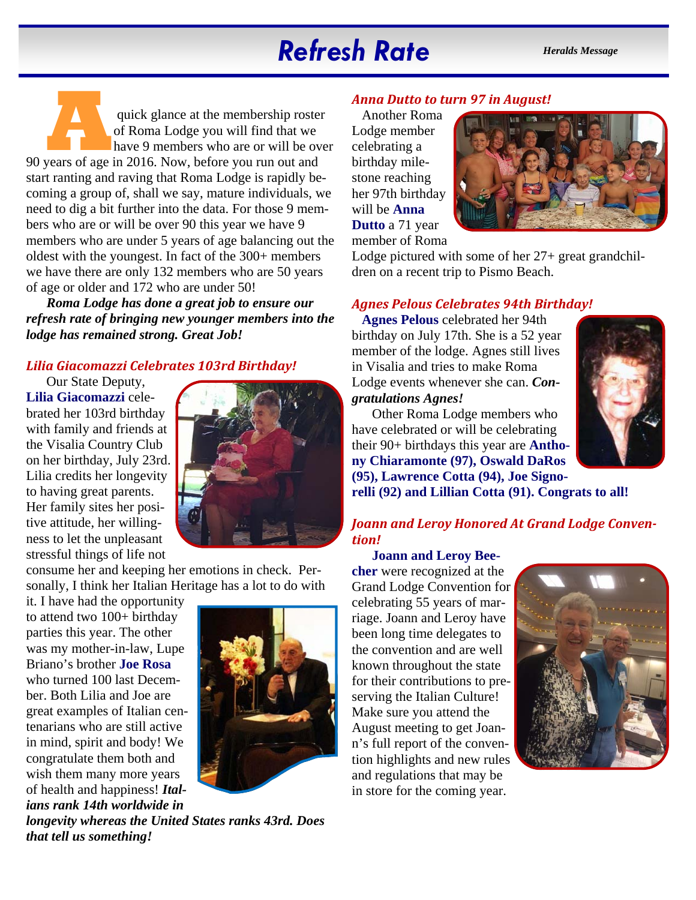# Refresh Rate

*Heralds Message*

A quick glance at the membership roster of Roma Lodge you will find that we have 9 members who are or will be over 90 years of age in 2016. Now, before you run out and start ranting and raving that Roma Lodge is rapidly becoming a group of, shall we say, mature individuals, we need to dig a bit further into the data. For those 9 members who are or will be over 90 this year we have 9 members who are under 5 years of age balancing out the oldest with the youngest. In fact of the 300+ members we have there are only 132 members who are 50 years of age or older and 172 who are under 50!

***Roma Lodge has done a great job to ensure our refresh rate of bringing new younger members into the lodge has remained strong. Great Job!***

### *Lilia Giacomazzi Celebrates 103rd Birthday!*

Our State Deputy, **Lilia Giacomazzi** celebrated her 103rd birthday with family and friends at the Visalia Country Club on her birthday, July 23rd. Lilia credits her longevity to having great parents. Her family sites her positive attitude, her willingness to let the unpleasant stressful things of life not consume her and keeping her emotions in check. Personally, I think her Italian Heritage has a lot to do with it. I have had the opportunity to attend two 100+ birthday parties this year. The other was my mother-in-law, Lupe Briano's brother **Joe Rosa** who turned 100 last December. Both Lilia and Joe are great examples of Italian centenarians who are still active in mind, spirit and body! We congratulate them both and wish them many more years of health and happiness! ***Italians rank 14th worldwide in longevity whereas the United States ranks 43rd. Does that tell us something!***

### *Anna Dutto to turn 97 in August!*

Another Roma Lodge member celebrating a birthday milestone reaching her 97th birthday will be **Anna Dutto** a 71 year member of Roma Lodge pictured with some of her 27+ great grandchildren on a recent trip to Pismo Beach.

### *Agnes Pelous Celebrates 94th Birthday!*

**Agnes Pelous** celebrated her 94th birthday on July 17th. She is a 52 year member of the lodge. Agnes still lives in Visalia and tries to make Roma Lodge events whenever she can. ***Congratulations Agnes!***

Other Roma Lodge members who have celebrated or will be celebrating their 90+ birthdays this year are **Anthony Chiaramonte (97), Oswald DaRos (95), Lawrence Cotta (94), Joe Signorelli (92) and Lillian Cotta (91). Congrats to all!**

### *Joann and Leroy Honored At Grand Lodge Convention!*

**Joann and Leroy Beecher** were recognized at the Grand Lodge Convention for celebrating 55 years of marriage. Joann and Leroy have been long time delegates to the convention and are well known throughout the state for their contributions to preserving the Italian Culture! Make sure you attend the August meeting to get Joann's full report of the convention highlights and new rules and regulations that may be in store for the coming year.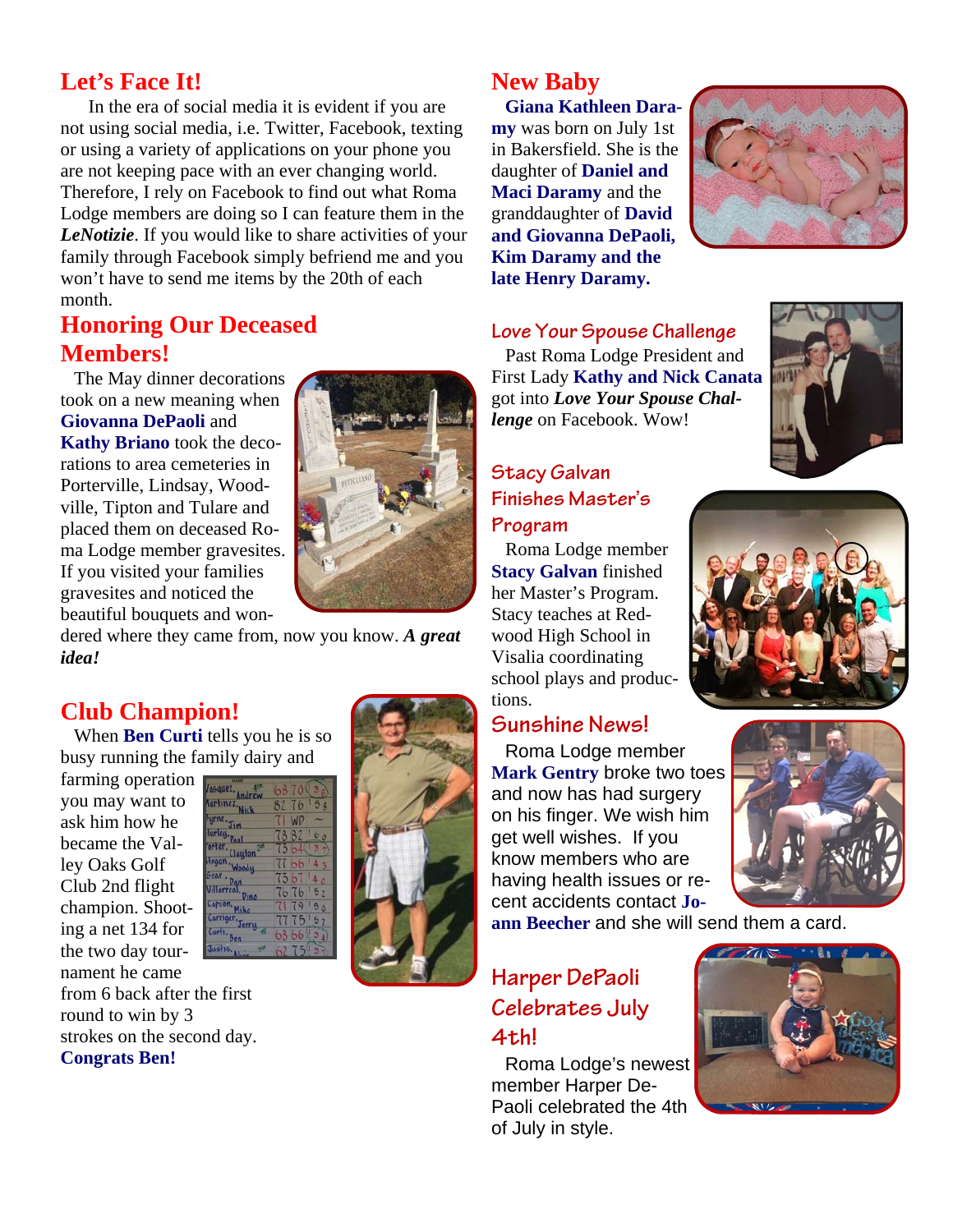## Let's Face It!

In the era of social media it is evident if you are not using social media, i.e. Twitter, Facebook, texting or using a variety of applications on your phone you are not keeping pace with an ever changing world. Therefore, I rely on Facebook to find out what Roma Lodge members are doing so I can feature them in the ***LeNotizie***. If you would like to share activities of your family through Facebook simply befriend me and you won't have to send me items by the 20th of each month.

## Honoring Our Deceased Members!

The May dinner decorations took on a new meaning when **Giovanna DePaoli** and **Kathy Briano** took the decorations to area cemeteries in Porterville, Lindsay, Woodville, Tipton and Tulare and placed them on deceased Roma Lodge member gravesites. If you visited your families gravesites and noticed the beautiful bouquets and wondered where they came from, now you know. ***A great idea!***

## Club Champion!

When **Ben Curti** tells you he is so busy running the family dairy and farming operation you may want to ask him how he became the Valley Oaks Golf Club 2nd flight champion. Shooting a net 134 for the two day tournament he came from 6 back after the first round to win by 3 strokes on the second day. **Congrats Ben!**

## New Baby

**Giana Kathleen Daramy** was born on July 1st in Bakersfield. She is the daughter of **Daniel and Maci Daramy** and the granddaughter of **David and Giovanna DePaoli, Kim Daramy and the late Henry Daramy.**

## Love Your Spouse Challenge

Past Roma Lodge President and First Lady **Kathy and Nick Canata** got into ***Love Your Spouse Challenge*** on Facebook. Wow!

## Stacy Galvan Finishes Master's Program

Roma Lodge member **Stacy Galvan** finished her Master's Program. Stacy teaches at Redwood High School in Visalia coordinating school plays and productions.

## Sunshine News!

Roma Lodge member **Mark Gentry** broke two toes and now has had surgery on his finger. We wish him get well wishes. If you know members who are having health issues or recent accidents contact **Joann Beecher** and she will send them a card.

## Harper DePaoli Celebrates July 4th!

Roma Lodge's newest member Harper DePaoli celebrated the 4th of July in style.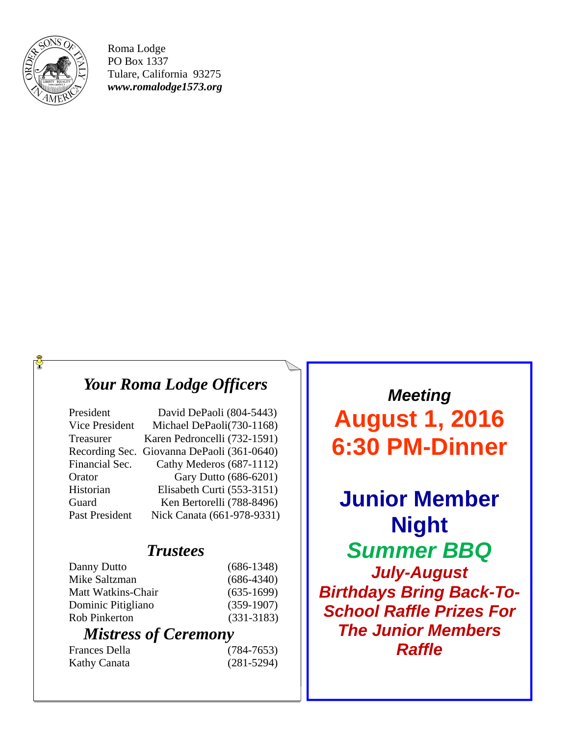Roma Lodge
PO Box 1337
Tulare, California 93275
***www.romalodge1573.org***

## *Your Roma Lodge Officers*

| | |
|---|---|
| President | David DePaoli (804-5443) |
| Vice President | Michael DePaoli(730-1168) |
| Treasurer | Karen Pedroncelli (732-1591) |
| Recording Sec. | Giovanna DePaoli (361-0640) |
| Financial Sec. | Cathy Mederos (687-1112) |
| Orator | Gary Dutto (686-6201) |
| Historian | Elisabeth Curti (553-3151) |
| Guard | Ken Bertorelli (788-8496) |
| Past President | Nick Canata (661-978-9331) |

## *Trustees*

| | |
|---|---|
| Danny Dutto | (686-1348) |
| Mike Saltzman | (686-4340) |
| Matt Watkins-Chair | (635-1699) |
| Dominic Pitigliano | (359-1907) |
| Rob Pinkerton | (331-3183) |

## *Mistress of Ceremony*

| | |
|---|---|
| Frances Della | (784-7653) |
| Kathy Canata | (281-5294) |

***Meeting***

**August 1, 2016**
**6:30 PM-Dinner**

**Junior Member Night**

***Summer BBQ***

***July-August Birthdays Bring Back-To-School Raffle Prizes For The Junior Members Raffle***